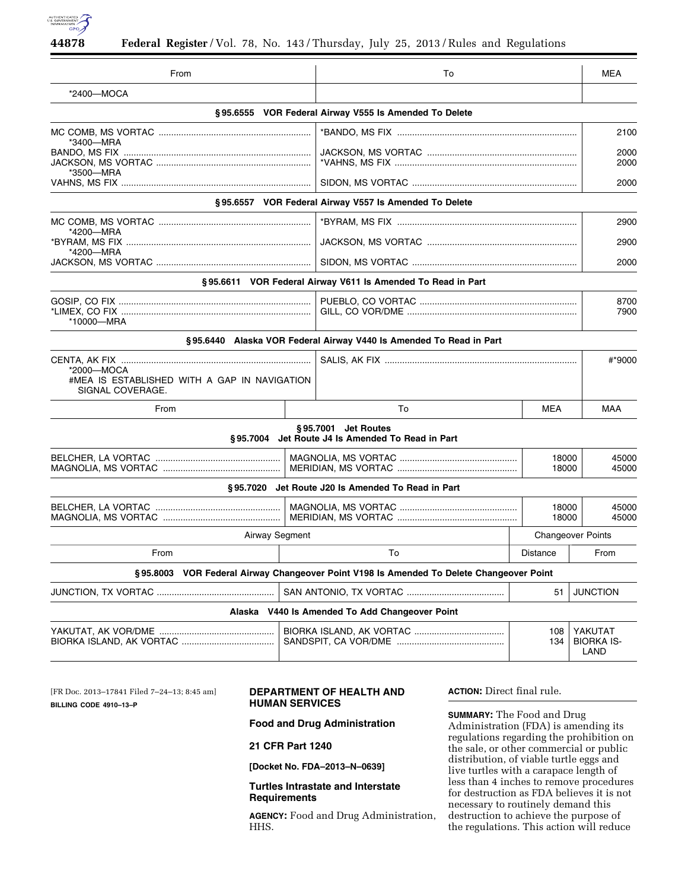| From | To | MEA |
|---|---|---|
| *2400—MOCA | | |

**§ 95.6555 VOR Federal Airway V555 Is Amended To Delete**

| From | To | MEA |
|---|---|---|
| MC COMB, MS VORTAC *3400—MRA | *BANDO, MS FIX | 2100 |
| BANDO, MS FIX | JACKSON, MS VORTAC | 2000 |
| JACKSON, MS VORTAC *3500—MRA | *VAHNS, MS FIX | 2000 |
| VAHNS, MS FIX | SIDON, MS VORTAC | 2000 |

**§ 95.6557 VOR Federal Airway V557 Is Amended To Delete**

| From | To | MEA |
|---|---|---|
| MC COMB, MS VORTAC *4200—MRA | *BYRAM, MS FIX | 2900 |
| *BYRAM, MS FIX *4200—MRA | JACKSON, MS VORTAC | 2900 |
| JACKSON, MS VORTAC | SIDON, MS VORTAC | 2000 |

**§ 95.6611 VOR Federal Airway V611 Is Amended To Read in Part**

| From | To | MEA |
|---|---|---|
| GOSIP, CO FIX | PUEBLO, CO VORTAC | 8700 |
| *LIMEX, CO FIX *10000—MRA | GILL, CO VOR/DME | 7900 |

**§ 95.6440 Alaska VOR Federal Airway V440 Is Amended To Read in Part**

| From | To | MEA |
|---|---|---|
| CENTA, AK FIX *2000—MOCA #MEA IS ESTABLISHED WITH A GAP IN NAVIGATION SIGNAL COVERAGE. | SALIS, AK FIX | #*9000 |

**§ 95.7001 Jet Routes**

**§ 95.7004 Jet Route J4 Is Amended To Read in Part**

| From | To | MEA | MAA |
|---|---|---|---|
| BELCHER, LA VORTAC | MAGNOLIA, MS VORTAC | 18000 | 45000 |
| MAGNOLIA, MS VORTAC | MERIDIAN, MS VORTAC | 18000 | 45000 |

**§ 95.7020 Jet Route J20 Is Amended To Read in Part**

| From | To | MEA | MAA |
|---|---|---|---|
| BELCHER, LA VORTAC | MAGNOLIA, MS VORTAC | 18000 | 45000 |
| MAGNOLIA, MS VORTAC | MERIDIAN, MS VORTAC | 18000 | 45000 |

| Airway Segment | | Changeover Points | |
|---|---|---|---|
| From | To | Distance | From |

**§ 95.8003 VOR Federal Airway Changeover Point V198 Is Amended To Delete Changeover Point**

| From | To | Distance | From |
|---|---|---|---|
| JUNCTION, TX VORTAC | SAN ANTONIO, TX VORTAC | 51 | JUNCTION |

**Alaska V440 Is Amended To Add Changeover Point**

| From | To | Distance | From |
|---|---|---|---|
| YAKUTAT, AK VOR/DME | BIORKA ISLAND, AK VORTAC | 108 | YAKUTAT |
| BIORKA ISLAND, AK VORTAC | SANDSPIT, CA VOR/DME | 134 | BIORKA ISLAND |

[FR Doc. 2013–17841 Filed 7–24–13; 8:45 am]

**BILLING CODE 4910–13–P**

## DEPARTMENT OF HEALTH AND HUMAN SERVICES

### Food and Drug Administration

### 21 CFR Part 1240

**[Docket No. FDA–2013–N–0639]**

### Turtles Intrastate and Interstate Requirements

**AGENCY:** Food and Drug Administration, HHS.

**ACTION:** Direct final rule.

**SUMMARY:** The Food and Drug Administration (FDA) is amending its regulations regarding the prohibition on the sale, or other commercial or public distribution, of viable turtle eggs and live turtles with a carapace length of less than 4 inches to remove procedures for destruction as FDA believes it is not necessary to routinely demand this destruction to achieve the purpose of the regulations. This action will reduce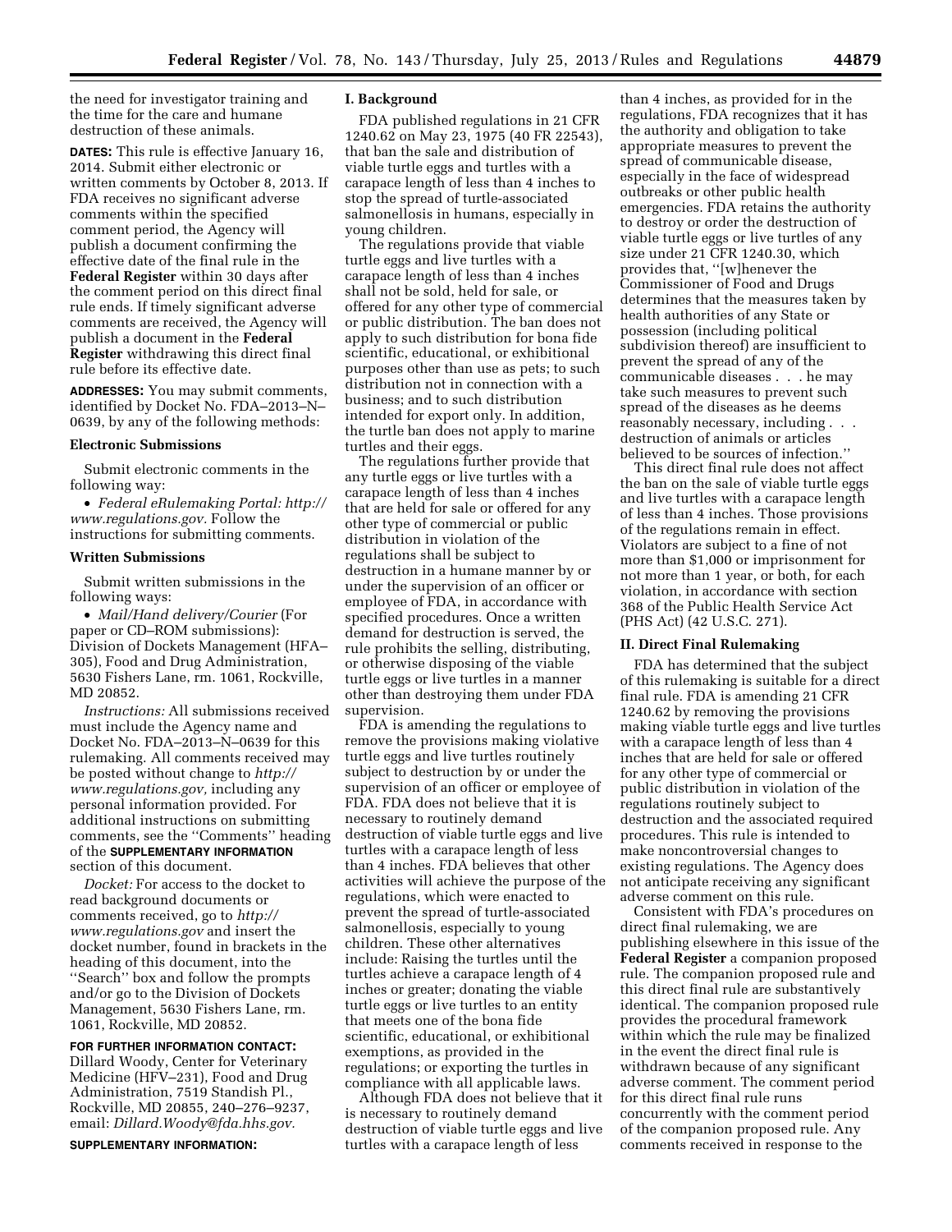the need for investigator training and the time for the care and humane destruction of these animals.

**DATES:** This rule is effective January 16, 2014. Submit either electronic or written comments by October 8, 2013. If FDA receives no significant adverse comments within the specified comment period, the Agency will publish a document confirming the effective date of the final rule in the **Federal Register** within 30 days after the comment period on this direct final rule ends. If timely significant adverse comments are received, the Agency will publish a document in the **Federal Register** withdrawing this direct final rule before its effective date.

**ADDRESSES:** You may submit comments, identified by Docket No. FDA–2013–N–0639, by any of the following methods:

#### Electronic Submissions

Submit electronic comments in the following way:

- *Federal eRulemaking Portal: http://www.regulations.gov.* Follow the instructions for submitting comments.

#### Written Submissions

Submit written submissions in the following ways:

- *Mail/Hand delivery/Courier* (For paper or CD–ROM submissions): Division of Dockets Management (HFA–305), Food and Drug Administration, 5630 Fishers Lane, rm. 1061, Rockville, MD 20852.

*Instructions:* All submissions received must include the Agency name and Docket No. FDA–2013–N–0639 for this rulemaking. All comments received may be posted without change to *http://www.regulations.gov,* including any personal information provided. For additional instructions on submitting comments, see the ''Comments'' heading of the **SUPPLEMENTARY INFORMATION** section of this document.

*Docket:* For access to the docket to read background documents or comments received, go to *http://www.regulations.gov* and insert the docket number, found in brackets in the heading of this document, into the ''Search'' box and follow the prompts and/or go to the Division of Dockets Management, 5630 Fishers Lane, rm. 1061, Rockville, MD 20852.

**FOR FURTHER INFORMATION CONTACT:** Dillard Woody, Center for Veterinary Medicine (HFV–231), Food and Drug Administration, 7519 Standish Pl., Rockville, MD 20855, 240–276–9237, email: *Dillard.Woody@fda.hhs.gov.*

**SUPPLEMENTARY INFORMATION:**

## I. Background

FDA published regulations in 21 CFR 1240.62 on May 23, 1975 (40 FR 22543), that ban the sale and distribution of viable turtle eggs and turtles with a carapace length of less than 4 inches to stop the spread of turtle-associated salmonellosis in humans, especially in young children.

The regulations provide that viable turtle eggs and live turtles with a carapace length of less than 4 inches shall not be sold, held for sale, or offered for any other type of commercial or public distribution. The ban does not apply to such distribution for bona fide scientific, educational, or exhibitional purposes other than use as pets; to such distribution not in connection with a business; and to such distribution intended for export only. In addition, the turtle ban does not apply to marine turtles and their eggs.

The regulations further provide that any turtle eggs or live turtles with a carapace length of less than 4 inches that are held for sale or offered for any other type of commercial or public distribution in violation of the regulations shall be subject to destruction in a humane manner by or under the supervision of an officer or employee of FDA, in accordance with specified procedures. Once a written demand for destruction is served, the rule prohibits the selling, distributing, or otherwise disposing of the viable turtle eggs or live turtles in a manner other than destroying them under FDA supervision.

FDA is amending the regulations to remove the provisions making violative turtle eggs and live turtles routinely subject to destruction by or under the supervision of an officer or employee of FDA. FDA does not believe that it is necessary to routinely demand destruction of viable turtle eggs and live turtles with a carapace length of less than 4 inches. FDA believes that other activities will achieve the purpose of the regulations, which were enacted to prevent the spread of turtle-associated salmonellosis, especially to young children. These other alternatives include: Raising the turtles until the turtles achieve a carapace length of 4 inches or greater; donating the viable turtle eggs or live turtles to an entity that meets one of the bona fide scientific, educational, or exhibitional exemptions, as provided in the regulations; or exporting the turtles in compliance with all applicable laws.

Although FDA does not believe that it is necessary to routinely demand destruction of viable turtle eggs and live turtles with a carapace length of less than 4 inches, as provided for in the regulations, FDA recognizes that it has the authority and obligation to take appropriate measures to prevent the spread of communicable disease, especially in the face of widespread outbreaks or other public health emergencies. FDA retains the authority to destroy or order the destruction of viable turtle eggs or live turtles of any size under 21 CFR 1240.30, which provides that, ''[w]henever the Commissioner of Food and Drugs determines that the measures taken by health authorities of any State or possession (including political subdivision thereof) are insufficient to prevent the spread of any of the communicable diseases . . . he may take such measures to prevent such spread of the diseases as he deems reasonably necessary, including . . . destruction of animals or articles believed to be sources of infection.''

This direct final rule does not affect the ban on the sale of viable turtle eggs and live turtles with a carapace length of less than 4 inches. Those provisions of the regulations remain in effect. Violators are subject to a fine of not more than $1,000 or imprisonment for not more than 1 year, or both, for each violation, in accordance with section 368 of the Public Health Service Act (PHS Act) (42 U.S.C. 271).

## II. Direct Final Rulemaking

FDA has determined that the subject of this rulemaking is suitable for a direct final rule. FDA is amending 21 CFR 1240.62 by removing the provisions making viable turtle eggs and live turtles with a carapace length of less than 4 inches that are held for sale or offered for any other type of commercial or public distribution in violation of the regulations routinely subject to destruction and the associated required procedures. This rule is intended to make noncontroversial changes to existing regulations. The Agency does not anticipate receiving any significant adverse comment on this rule.

Consistent with FDA's procedures on direct final rulemaking, we are publishing elsewhere in this issue of the **Federal Register** a companion proposed rule. The companion proposed rule and this direct final rule are substantively identical. The companion proposed rule provides the procedural framework within which the rule may be finalized in the event the direct final rule is withdrawn because of any significant adverse comment. The comment period for this direct final rule runs concurrently with the comment period of the companion proposed rule. Any comments received in response to the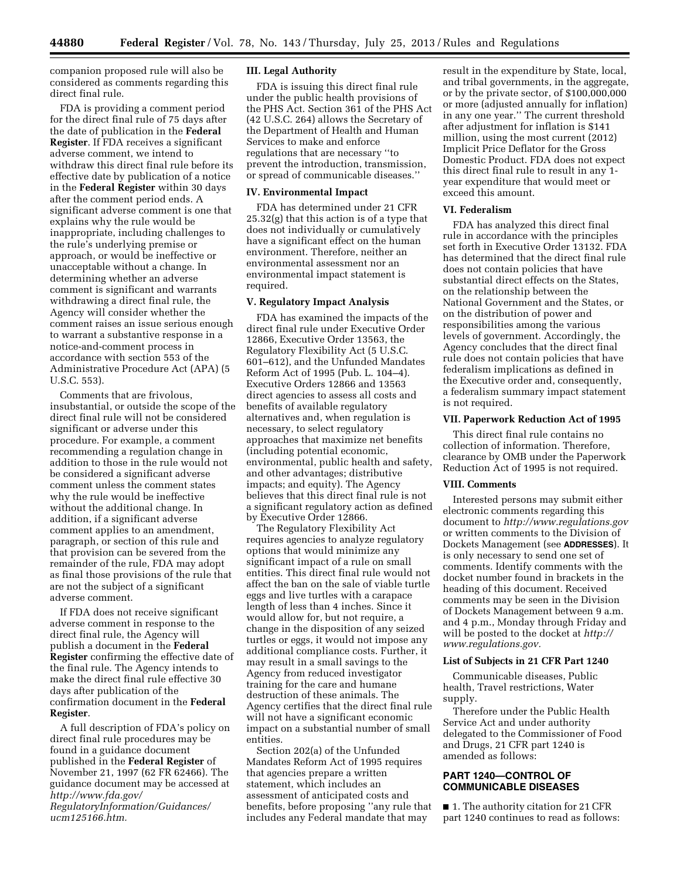companion proposed rule will also be considered as comments regarding this direct final rule.

FDA is providing a comment period for the direct final rule of 75 days after the date of publication in the **Federal Register**. If FDA receives a significant adverse comment, we intend to withdraw this direct final rule before its effective date by publication of a notice in the **Federal Register** within 30 days after the comment period ends. A significant adverse comment is one that explains why the rule would be inappropriate, including challenges to the rule's underlying premise or approach, or would be ineffective or unacceptable without a change. In determining whether an adverse comment is significant and warrants withdrawing a direct final rule, the Agency will consider whether the comment raises an issue serious enough to warrant a substantive response in a notice-and-comment process in accordance with section 553 of the Administrative Procedure Act (APA) (5 U.S.C. 553).

Comments that are frivolous, insubstantial, or outside the scope of the direct final rule will not be considered significant or adverse under this procedure. For example, a comment recommending a regulation change in addition to those in the rule would not be considered a significant adverse comment unless the comment states why the rule would be ineffective without the additional change. In addition, if a significant adverse comment applies to an amendment, paragraph, or section of this rule and that provision can be severed from the remainder of the rule, FDA may adopt as final those provisions of the rule that are not the subject of a significant adverse comment.

If FDA does not receive significant adverse comment in response to the direct final rule, the Agency will publish a document in the **Federal Register** confirming the effective date of the final rule. The Agency intends to make the direct final rule effective 30 days after publication of the confirmation document in the **Federal Register**.

A full description of FDA's policy on direct final rule procedures may be found in a guidance document published in the **Federal Register** of November 21, 1997 (62 FR 62466). The guidance document may be accessed at *http://www.fda.gov/RegulatoryInformation/Guidances/ucm125166.htm.*

## III. Legal Authority

FDA is issuing this direct final rule under the public health provisions of the PHS Act. Section 361 of the PHS Act (42 U.S.C. 264) allows the Secretary of the Department of Health and Human Services to make and enforce regulations that are necessary ''to prevent the introduction, transmission, or spread of communicable diseases.''

## IV. Environmental Impact

FDA has determined under 21 CFR 25.32(g) that this action is of a type that does not individually or cumulatively have a significant effect on the human environment. Therefore, neither an environmental assessment nor an environmental impact statement is required.

## V. Regulatory Impact Analysis

FDA has examined the impacts of the direct final rule under Executive Order 12866, Executive Order 13563, the Regulatory Flexibility Act (5 U.S.C. 601–612), and the Unfunded Mandates Reform Act of 1995 (Pub. L. 104–4). Executive Orders 12866 and 13563 direct agencies to assess all costs and benefits of available regulatory alternatives and, when regulation is necessary, to select regulatory approaches that maximize net benefits (including potential economic, environmental, public health and safety, and other advantages; distributive impacts; and equity). The Agency believes that this direct final rule is not a significant regulatory action as defined by Executive Order 12866.

The Regulatory Flexibility Act requires agencies to analyze regulatory options that would minimize any significant impact of a rule on small entities. This direct final rule would not affect the ban on the sale of viable turtle eggs and live turtles with a carapace length of less than 4 inches. Since it would allow for, but not require, a change in the disposition of any seized turtles or eggs, it would not impose any additional compliance costs. Further, it may result in a small savings to the Agency from reduced investigator training for the care and humane destruction of these animals. The Agency certifies that the direct final rule will not have a significant economic impact on a substantial number of small entities.

Section 202(a) of the Unfunded Mandates Reform Act of 1995 requires that agencies prepare a written statement, which includes an assessment of anticipated costs and benefits, before proposing ''any rule that includes any Federal mandate that may result in the expenditure by State, local, and tribal governments, in the aggregate, or by the private sector, of $100,000,000 or more (adjusted annually for inflation) in any one year.'' The current threshold after adjustment for inflation is $141 million, using the most current (2012) Implicit Price Deflator for the Gross Domestic Product. FDA does not expect this direct final rule to result in any 1-year expenditure that would meet or exceed this amount.

## VI. Federalism

FDA has analyzed this direct final rule in accordance with the principles set forth in Executive Order 13132. FDA has determined that the direct final rule does not contain policies that have substantial direct effects on the States, on the relationship between the National Government and the States, or on the distribution of power and responsibilities among the various levels of government. Accordingly, the Agency concludes that the direct final rule does not contain policies that have federalism implications as defined in the Executive order and, consequently, a federalism summary impact statement is not required.

## VII. Paperwork Reduction Act of 1995

This direct final rule contains no collection of information. Therefore, clearance by OMB under the Paperwork Reduction Act of 1995 is not required.

## VIII. Comments

Interested persons may submit either electronic comments regarding this document to *http://www.regulations.gov* or written comments to the Division of Dockets Management (see **ADDRESSES**). It is only necessary to send one set of comments. Identify comments with the docket number found in brackets in the heading of this document. Received comments may be seen in the Division of Dockets Management between 9 a.m. and 4 p.m., Monday through Friday and will be posted to the docket at *http://www.regulations.gov.*

### List of Subjects in 21 CFR Part 1240

Communicable diseases, Public health, Travel restrictions, Water supply.

Therefore under the Public Health Service Act and under authority delegated to the Commissioner of Food and Drugs, 21 CFR part 1240 is amended as follows:

## PART 1240—CONTROL OF COMMUNICABLE DISEASES

■ 1. The authority citation for 21 CFR part 1240 continues to read as follows: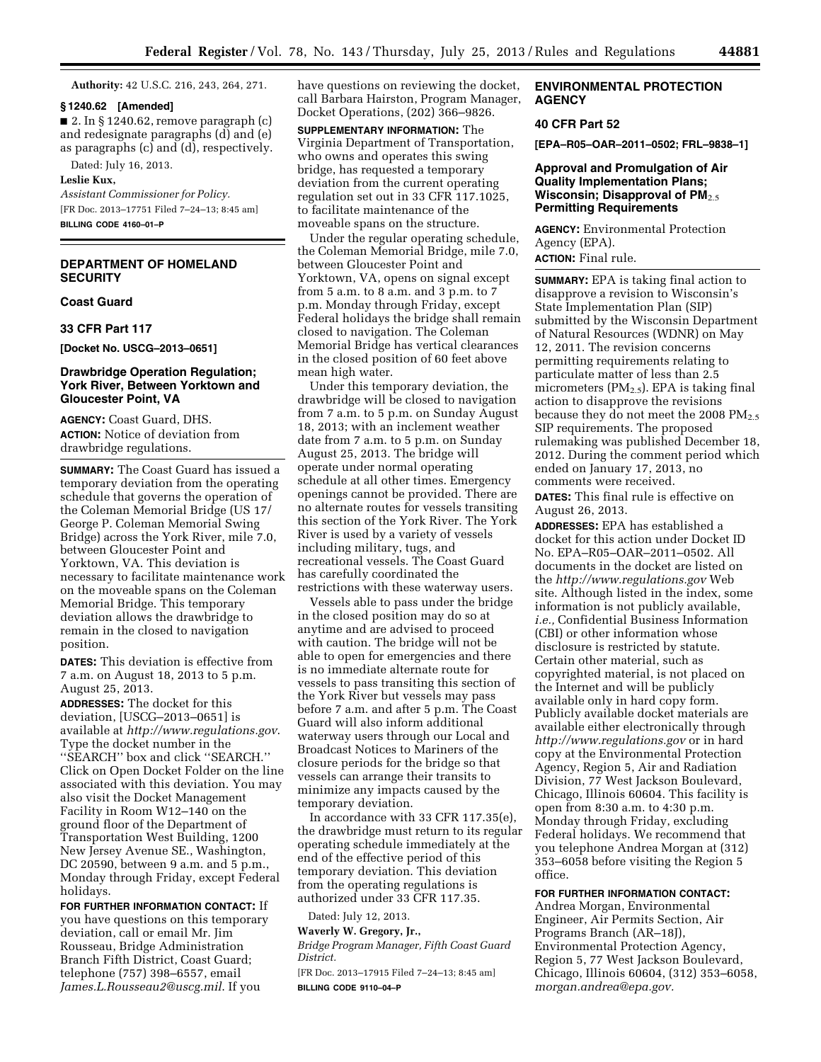**Authority:** 42 U.S.C. 216, 243, 264, 271.

**§ 1240.62 [Amended]**

■ 2. In § 1240.62, remove paragraph (c) and redesignate paragraphs (d) and (e) as paragraphs (c) and (d), respectively.

Dated: July 16, 2013.

**Leslie Kux,**

*Assistant Commissioner for Policy.*

[FR Doc. 2013–17751 Filed 7–24–13; 8:45 am]

**BILLING CODE 4160–01–P**

## DEPARTMENT OF HOMELAND SECURITY

### Coast Guard

### 33 CFR Part 117

**[Docket No. USCG–2013–0651]**

### Drawbridge Operation Regulation; York River, Between Yorktown and Gloucester Point, VA

**AGENCY:** Coast Guard, DHS.

**ACTION:** Notice of deviation from drawbridge regulations.

**SUMMARY:** The Coast Guard has issued a temporary deviation from the operating schedule that governs the operation of the Coleman Memorial Bridge (US 17/ George P. Coleman Memorial Swing Bridge) across the York River, mile 7.0, between Gloucester Point and Yorktown, VA. This deviation is necessary to facilitate maintenance work on the moveable spans on the Coleman Memorial Bridge. This temporary deviation allows the drawbridge to remain in the closed to navigation position.

**DATES:** This deviation is effective from 7 a.m. on August 18, 2013 to 5 p.m. August 25, 2013.

**ADDRESSES:** The docket for this deviation, [USCG–2013–0651] is available at *http://www.regulations.gov*. Type the docket number in the ''SEARCH'' box and click ''SEARCH.'' Click on Open Docket Folder on the line associated with this deviation. You may also visit the Docket Management Facility in Room W12–140 on the ground floor of the Department of Transportation West Building, 1200 New Jersey Avenue SE., Washington, DC 20590, between 9 a.m. and 5 p.m., Monday through Friday, except Federal holidays.

**FOR FURTHER INFORMATION CONTACT:** If you have questions on this temporary deviation, call or email Mr. Jim Rousseau, Bridge Administration Branch Fifth District, Coast Guard; telephone (757) 398–6557, email *James.L.Rousseau2@uscg.mil*. If you have questions on reviewing the docket, call Barbara Hairston, Program Manager, Docket Operations, (202) 366–9826.

**SUPPLEMENTARY INFORMATION:** The Virginia Department of Transportation, who owns and operates this swing bridge, has requested a temporary deviation from the current operating regulation set out in 33 CFR 117.1025, to facilitate maintenance of the moveable spans on the structure.

Under the regular operating schedule, the Coleman Memorial Bridge, mile 7.0, between Gloucester Point and Yorktown, VA, opens on signal except from 5 a.m. to 8 a.m. and 3 p.m. to 7 p.m. Monday through Friday, except Federal holidays the bridge shall remain closed to navigation. The Coleman Memorial Bridge has vertical clearances in the closed position of 60 feet above mean high water.

Under this temporary deviation, the drawbridge will be closed to navigation from 7 a.m. to 5 p.m. on Sunday August 18, 2013; with an inclement weather date from 7 a.m. to 5 p.m. on Sunday August 25, 2013. The bridge will operate under normal operating schedule at all other times. Emergency openings cannot be provided. There are no alternate routes for vessels transiting this section of the York River. The York River is used by a variety of vessels including military, tugs, and recreational vessels. The Coast Guard has carefully coordinated the restrictions with these waterway users.

Vessels able to pass under the bridge in the closed position may do so at anytime and are advised to proceed with caution. The bridge will not be able to open for emergencies and there is no immediate alternate route for vessels to pass transiting this section of the York River but vessels may pass before 7 a.m. and after 5 p.m. The Coast Guard will also inform additional waterway users through our Local and Broadcast Notices to Mariners of the closure periods for the bridge so that vessels can arrange their transits to minimize any impacts caused by the temporary deviation.

In accordance with 33 CFR 117.35(e), the drawbridge must return to its regular operating schedule immediately at the end of the effective period of this temporary deviation. This deviation from the operating regulations is authorized under 33 CFR 117.35.

Dated: July 12, 2013.

**Waverly W. Gregory, Jr.,**

*Bridge Program Manager, Fifth Coast Guard District.*

[FR Doc. 2013–17915 Filed 7–24–13; 8:45 am]

**BILLING CODE 9110–04–P**

## ENVIRONMENTAL PROTECTION AGENCY

### 40 CFR Part 52

**[EPA–R05–OAR–2011–0502; FRL–9838–1]**

### Approval and Promulgation of Air Quality Implementation Plans; Wisconsin; Disapproval of $PM_{2.5}$ Permitting Requirements

**AGENCY:** Environmental Protection Agency (EPA).

**ACTION:** Final rule.

**SUMMARY:** EPA is taking final action to disapprove a revision to Wisconsin's State Implementation Plan (SIP) submitted by the Wisconsin Department of Natural Resources (WDNR) on May 12, 2011. The revision concerns permitting requirements relating to particulate matter of less than 2.5 micrometers ($PM_{2.5}$). EPA is taking final action to disapprove the revisions because they do not meet the 2008 $PM_{2.5}$ SIP requirements. The proposed rulemaking was published December 18, 2012. During the comment period which ended on January 17, 2013, no comments were received.

**DATES:** This final rule is effective on August 26, 2013.

**ADDRESSES:** EPA has established a docket for this action under Docket ID No. EPA–R05–OAR–2011–0502. All documents in the docket are listed on the *http://www.regulations.gov* Web site. Although listed in the index, some information is not publicly available, *i.e.,* Confidential Business Information (CBI) or other information whose disclosure is restricted by statute. Certain other material, such as copyrighted material, is not placed on the Internet and will be publicly available only in hard copy form. Publicly available docket materials are available either electronically through *http://www.regulations.gov* or in hard copy at the Environmental Protection Agency, Region 5, Air and Radiation Division, 77 West Jackson Boulevard, Chicago, Illinois 60604. This facility is open from 8:30 a.m. to 4:30 p.m. Monday through Friday, excluding Federal holidays. We recommend that you telephone Andrea Morgan at (312) 353–6058 before visiting the Region 5 office.

**FOR FURTHER INFORMATION CONTACT:** Andrea Morgan, Environmental Engineer, Air Permits Section, Air Programs Branch (AR–18J), Environmental Protection Agency, Region 5, 77 West Jackson Boulevard, Chicago, Illinois 60604, (312) 353–6058, *morgan.andrea@epa.gov.*